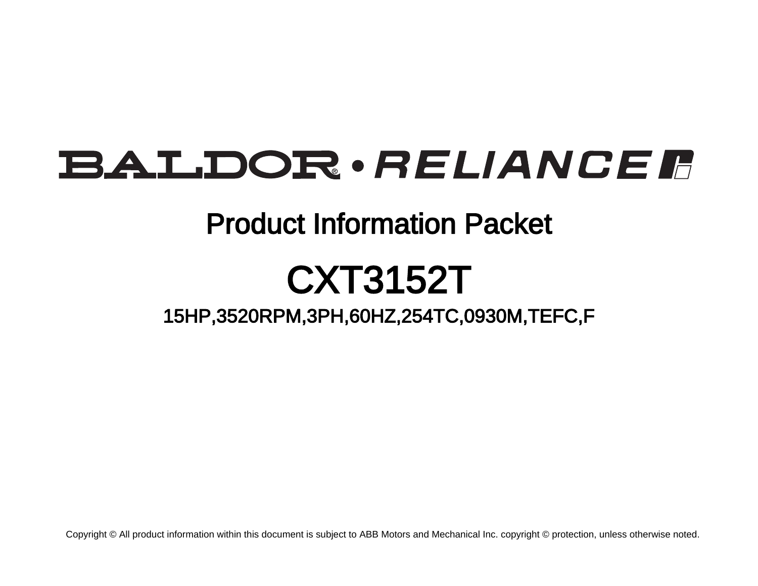BALDOR® • RELIANCE

# Product Information Packet

# CXT3152T

## 15HP,3520RPM,3PH,60HZ,254TC,0930M,TEFC,F

Copyright © All product information within this document is subject to ABB Motors and Mechanical Inc. copyright © protection, unless otherwise noted.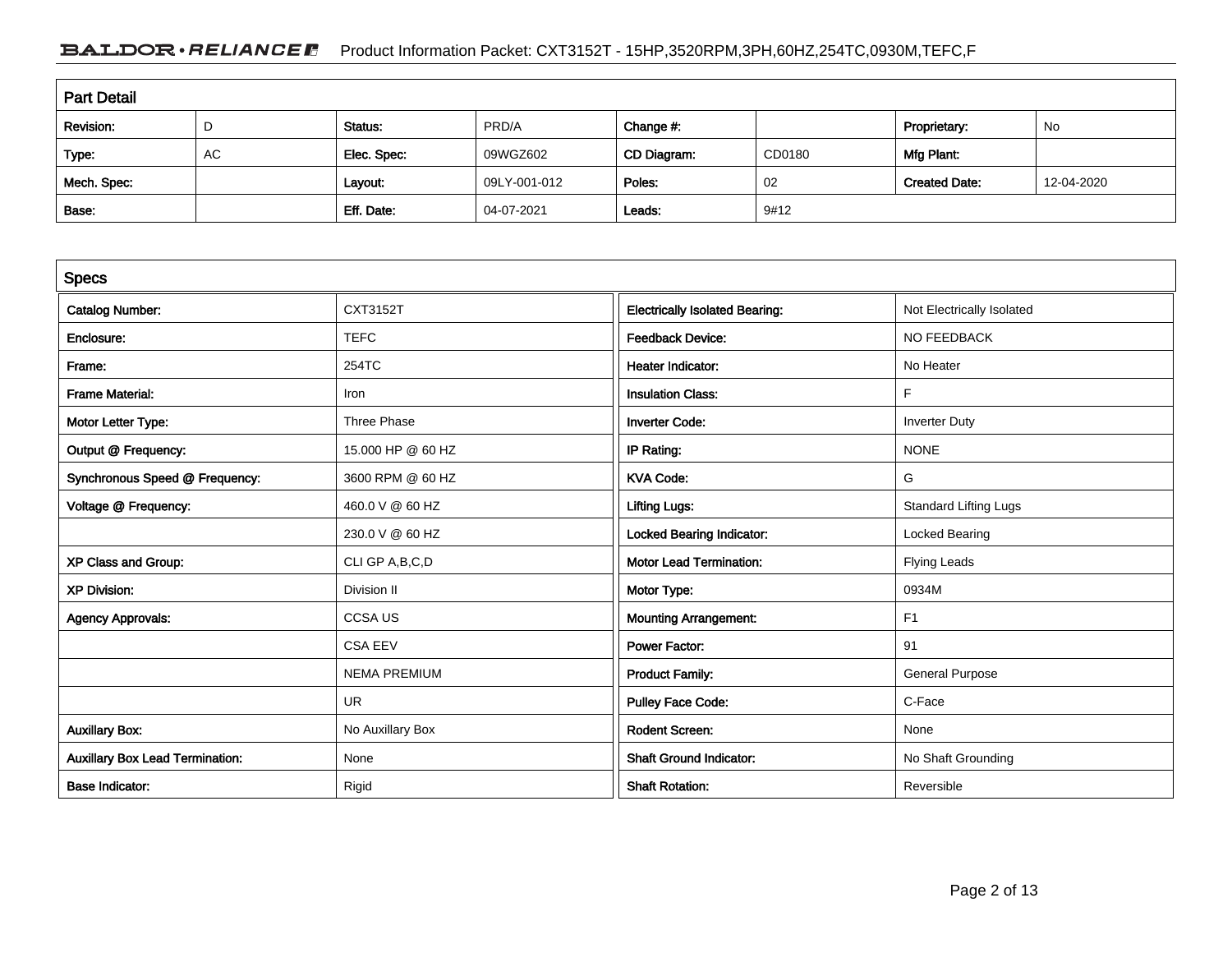## Part Detail

| Revision: | D | Status: | PRD/A | Change #: | | Proprietary: | No |
|---|---|---|---|---|---|---|---|
| Type: | AC | Elec. Spec: | 09WGZ602 | CD Diagram: | CD0180 | Mfg Plant: | |
| Mech. Spec: | | Layout: | 09LY-001-012 | Poles: | 02 | Created Date: | 12-04-2020 |
| Base: | | Eff. Date: | 04-07-2021 | Leads: | 9#12 | | |

## Specs

| | | | |
|---|---|---|---|
| **Catalog Number:** | CXT3152T | **Electrically Isolated Bearing:** | Not Electrically Isolated |
| **Enclosure:** | TEFC | **Feedback Device:** | NO FEEDBACK |
| **Frame:** | 254TC | **Heater Indicator:** | No Heater |
| **Frame Material:** | Iron | **Insulation Class:** | F |
| **Motor Letter Type:** | Three Phase | **Inverter Code:** | Inverter Duty |
| **Output @ Frequency:** | 15.000 HP @ 60 HZ | **IP Rating:** | NONE |
| **Synchronous Speed @ Frequency:** | 3600 RPM @ 60 HZ | **KVA Code:** | G |
| **Voltage @ Frequency:** | 460.0 V @ 60 HZ | **Lifting Lugs:** | Standard Lifting Lugs |
| | 230.0 V @ 60 HZ | **Locked Bearing Indicator:** | Locked Bearing |
| **XP Class and Group:** | CLI GP A,B,C,D | **Motor Lead Termination:** | Flying Leads |
| **XP Division:** | Division II | **Motor Type:** | 0934M |
| **Agency Approvals:** | CCSA US | **Mounting Arrangement:** | F1 |
| | CSA EEV | **Power Factor:** | 91 |
| | NEMA PREMIUM | **Product Family:** | General Purpose |
| | UR | **Pulley Face Code:** | C-Face |
| **Auxillary Box:** | No Auxillary Box | **Rodent Screen:** | None |
| **Auxillary Box Lead Termination:** | None | **Shaft Ground Indicator:** | No Shaft Grounding |
| **Base Indicator:** | Rigid | **Shaft Rotation:** | Reversible |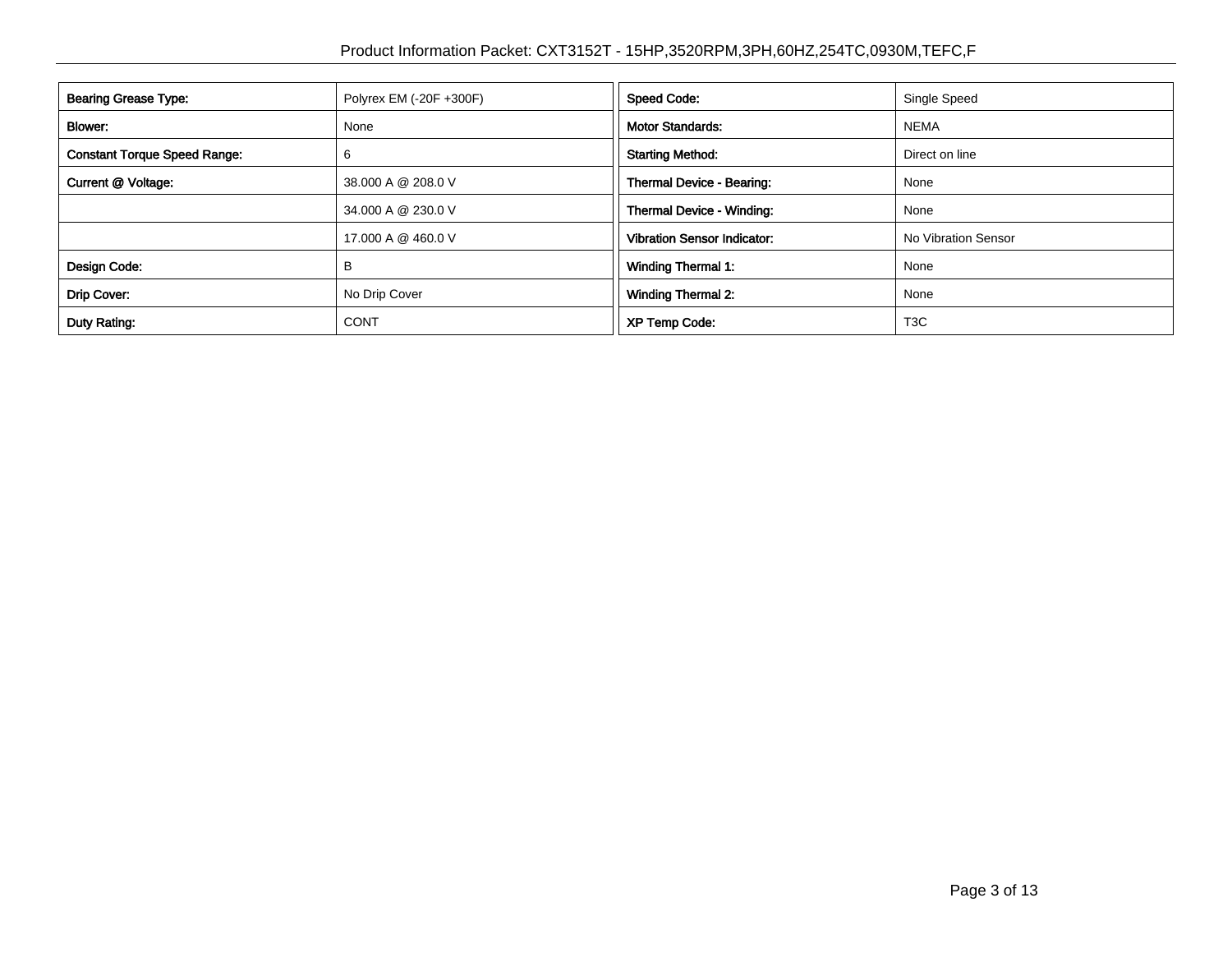| | | | |
|---|---|---|---|
| **Bearing Grease Type:** | Polyrex EM (-20F +300F) | **Speed Code:** | Single Speed |
| **Blower:** | None | **Motor Standards:** | NEMA |
| **Constant Torque Speed Range:** | 6 | **Starting Method:** | Direct on line |
| **Current @ Voltage:** | 38.000 A @ 208.0 V | **Thermal Device - Bearing:** | None |
| | 34.000 A @ 230.0 V | **Thermal Device - Winding:** | None |
| | 17.000 A @ 460.0 V | **Vibration Sensor Indicator:** | No Vibration Sensor |
| **Design Code:** | B | **Winding Thermal 1:** | None |
| **Drip Cover:** | No Drip Cover | **Winding Thermal 2:** | None |
| **Duty Rating:** | CONT | **XP Temp Code:** | T3C |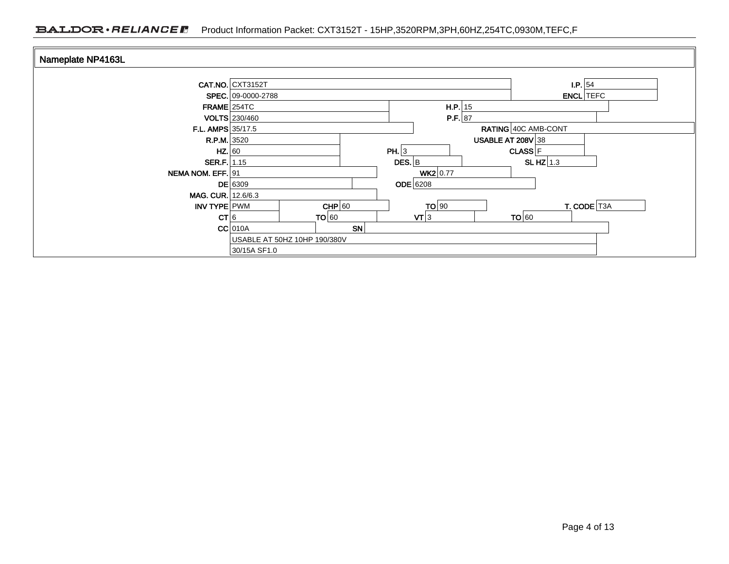## Nameplate NP4163L

| Field | Value | Field | Value | Field | Value | Field | Value |
|---|---|---|---|---|---|---|---|
| CAT.NO. | CXT3152T | | | | | I.P. | 54 |
| SPEC. | 09-0000-2788 | | | | | ENCL | TEFC |
| FRAME | 254TC | | | H.P. | 15 | | |
| VOLTS | 230/460 | | | P.F. | 87 | | |
| F.L. AMPS | 35/17.5 | | | RATING | 40C AMB-CONT | | |
| R.P.M. | 3520 | | | USABLE AT 208V | 38 | | |
| HZ. | 60 | PH. | 3 | CLASS | F | | |
| SER.F. | 1.15 | DES. | B | SL HZ | 1.3 | | |
| NEMA NOM. EFF. | 91 | WK2 | 0.77 | | | | |
| DE | 6309 | ODE | 6208 | | | | |
| MAG. CUR. | 12.6/6.3 | | | | | | |
| INV TYPE | PWM | CHP | 60 | TO | 90 | T. CODE | T3A |
| CT | 6 | TO | 60 | VT | 3 | TO | 60 |
| CC | 010A | SN | | | | | |

USABLE AT 50HZ 10HP 190/380V

30/15A SF1.0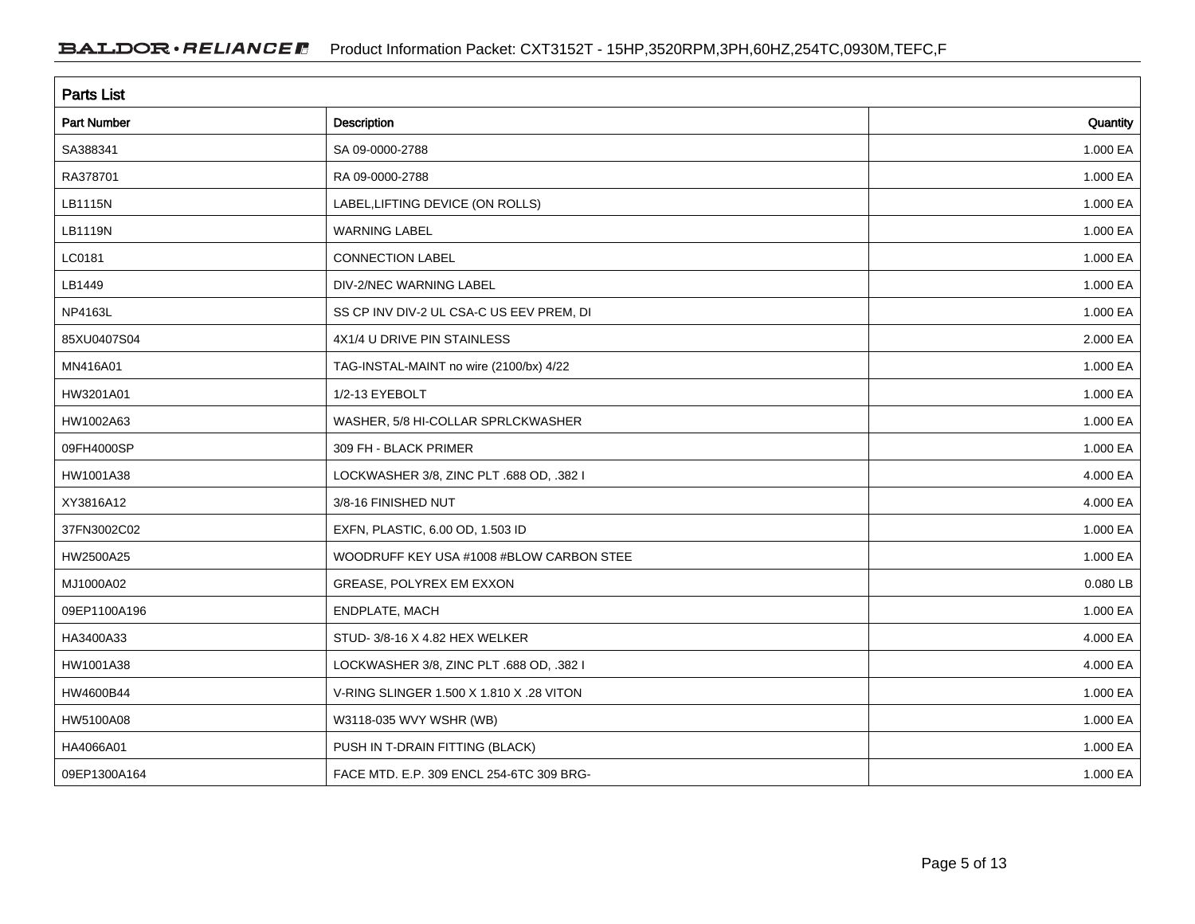## Parts List

| Part Number | Description | Quantity |
|---|---|---|
| SA388341 | SA 09-0000-2788 | 1.000 EA |
| RA378701 | RA 09-0000-2788 | 1.000 EA |
| LB1115N | LABEL,LIFTING DEVICE (ON ROLLS) | 1.000 EA |
| LB1119N | WARNING LABEL | 1.000 EA |
| LC0181 | CONNECTION LABEL | 1.000 EA |
| LB1449 | DIV-2/NEC WARNING LABEL | 1.000 EA |
| NP4163L | SS CP INV DIV-2 UL CSA-C US EEV PREM, DI | 1.000 EA |
| 85XU0407S04 | 4X1/4 U DRIVE PIN STAINLESS | 2.000 EA |
| MN416A01 | TAG-INSTAL-MAINT no wire (2100/bx) 4/22 | 1.000 EA |
| HW3201A01 | 1/2-13 EYEBOLT | 1.000 EA |
| HW1002A63 | WASHER, 5/8 HI-COLLAR SPRLCKWASHER | 1.000 EA |
| 09FH4000SP | 309 FH - BLACK PRIMER | 1.000 EA |
| HW1001A38 | LOCKWASHER 3/8, ZINC PLT .688 OD, .382 I | 4.000 EA |
| XY3816A12 | 3/8-16 FINISHED NUT | 4.000 EA |
| 37FN3002C02 | EXFN, PLASTIC, 6.00 OD, 1.503 ID | 1.000 EA |
| HW2500A25 | WOODRUFF KEY USA #1008 #BLOW CARBON STEE | 1.000 EA |
| MJ1000A02 | GREASE, POLYREX EM EXXON | 0.080 LB |
| 09EP1100A196 | ENDPLATE, MACH | 1.000 EA |
| HA3400A33 | STUD- 3/8-16 X 4.82 HEX WELKER | 4.000 EA |
| HW1001A38 | LOCKWASHER 3/8, ZINC PLT .688 OD, .382 I | 4.000 EA |
| HW4600B44 | V-RING SLINGER 1.500 X 1.810 X .28 VITON | 1.000 EA |
| HW5100A08 | W3118-035 WVY WSHR (WB) | 1.000 EA |
| HA4066A01 | PUSH IN T-DRAIN FITTING (BLACK) | 1.000 EA |
| 09EP1300A164 | FACE MTD. E.P. 309 ENCL 254-6TC 309 BRG- | 1.000 EA |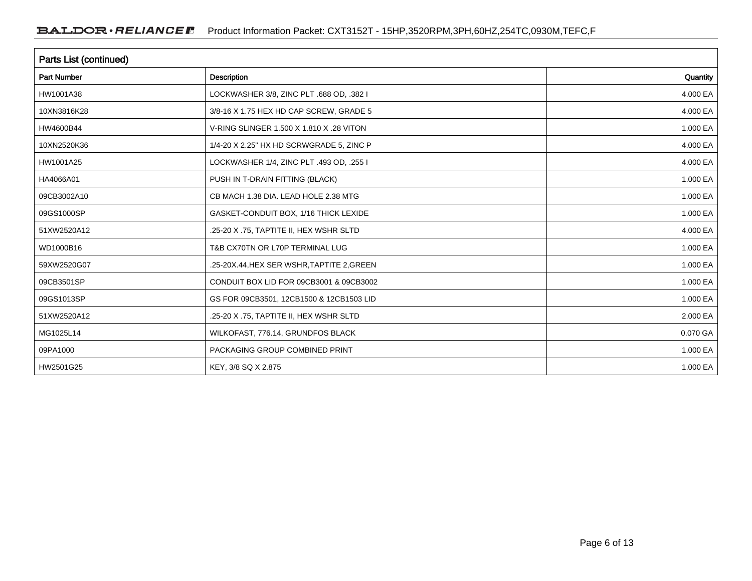## Parts List (continued)

| Part Number | Description | Quantity |
|---|---|---|
| HW1001A38 | LOCKWASHER 3/8, ZINC PLT .688 OD, .382 I | 4.000 EA |
| 10XN3816K28 | 3/8-16 X 1.75 HEX HD CAP SCREW, GRADE 5 | 4.000 EA |
| HW4600B44 | V-RING SLINGER 1.500 X 1.810 X .28 VITON | 1.000 EA |
| 10XN2520K36 | 1/4-20 X 2.25" HX HD SCRWGRADE 5, ZINC P | 4.000 EA |
| HW1001A25 | LOCKWASHER 1/4, ZINC PLT .493 OD, .255 I | 4.000 EA |
| HA4066A01 | PUSH IN T-DRAIN FITTING (BLACK) | 1.000 EA |
| 09CB3002A10 | CB MACH 1.38 DIA. LEAD HOLE 2.38 MTG | 1.000 EA |
| 09GS1000SP | GASKET-CONDUIT BOX, 1/16 THICK LEXIDE | 1.000 EA |
| 51XW2520A12 | .25-20 X .75, TAPTITE II, HEX WSHR SLTD | 4.000 EA |
| WD1000B16 | T&B CX70TN OR L70P TERMINAL LUG | 1.000 EA |
| 59XW2520G07 | .25-20X.44,HEX SER WSHR,TAPTITE 2,GREEN | 1.000 EA |
| 09CB3501SP | CONDUIT BOX LID FOR 09CB3001 & 09CB3002 | 1.000 EA |
| 09GS1013SP | GS FOR 09CB3501, 12CB1500 & 12CB1503 LID | 1.000 EA |
| 51XW2520A12 | .25-20 X .75, TAPTITE II, HEX WSHR SLTD | 2.000 EA |
| MG1025L14 | WILKOFAST, 776.14, GRUNDFOS BLACK | 0.070 GA |
| 09PA1000 | PACKAGING GROUP COMBINED PRINT | 1.000 EA |
| HW2501G25 | KEY, 3/8 SQ X 2.875 | 1.000 EA |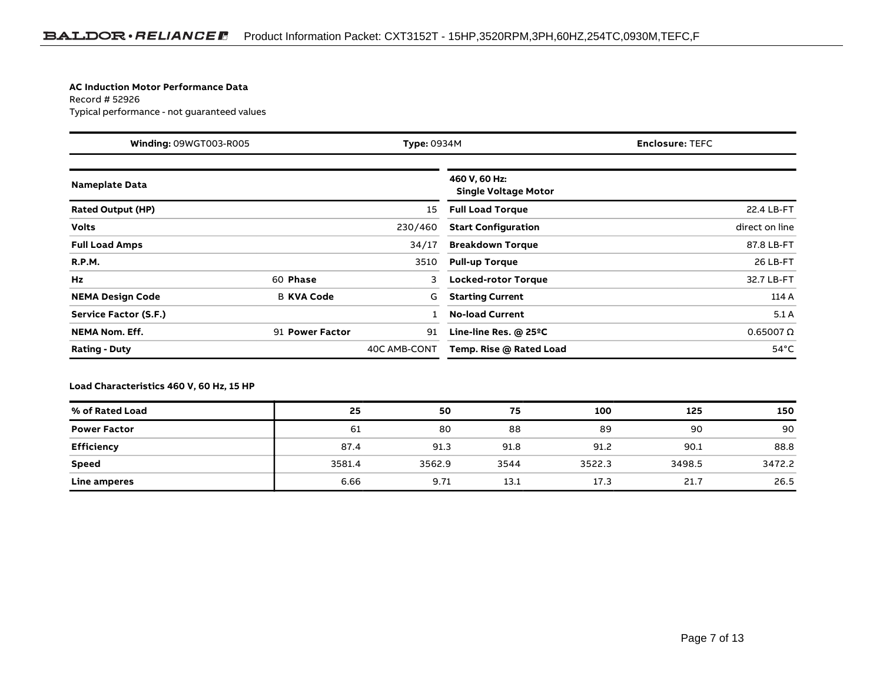**AC Induction Motor Performance Data**
Record # 52926
Typical performance - not guaranteed values

| **Winding:** 09WGT003-R005 | **Type:** 0934M | **Enclosure:** TEFC |
|---|---|---|

| **Nameplate Data** | | | | **460 V, 60 Hz: Single Voltage Motor** | |
|---|---|---|---|---|---|
| **Rated Output (HP)** | | | 15 | **Full Load Torque** | 22.4 LB-FT |
| **Volts** | | | 230/460 | **Start Configuration** | direct on line |
| **Full Load Amps** | | | 34/17 | **Breakdown Torque** | 87.8 LB-FT |
| **R.P.M.** | | | 3510 | **Pull-up Torque** | 26 LB-FT |
| **Hz** | 60 | **Phase** | 3 | **Locked-rotor Torque** | 32.7 LB-FT |
| **NEMA Design Code** | B | **KVA Code** | G | **Starting Current** | 114 A |
| **Service Factor (S.F.)** | | | 1 | **No-load Current** | 5.1 A |
| **NEMA Nom. Eff.** | 91 | **Power Factor** | 91 | **Line-line Res. @ 25ºC** | 0.65007 Ω |
| **Rating - Duty** | | | 40C AMB-CONT | **Temp. Rise @ Rated Load** | 54°C |

**Load Characteristics 460 V, 60 Hz, 15 HP**

| **% of Rated Load** | **25** | **50** | **75** | **100** | **125** | **150** |
|---|---|---|---|---|---|---|
| **Power Factor** | 61 | 80 | 88 | 89 | 90 | 90 |
| **Efficiency** | 87.4 | 91.3 | 91.8 | 91.2 | 90.1 | 88.8 |
| **Speed** | 3581.4 | 3562.9 | 3544 | 3522.3 | 3498.5 | 3472.2 |
| **Line amperes** | 6.66 | 9.71 | 13.1 | 17.3 | 21.7 | 26.5 |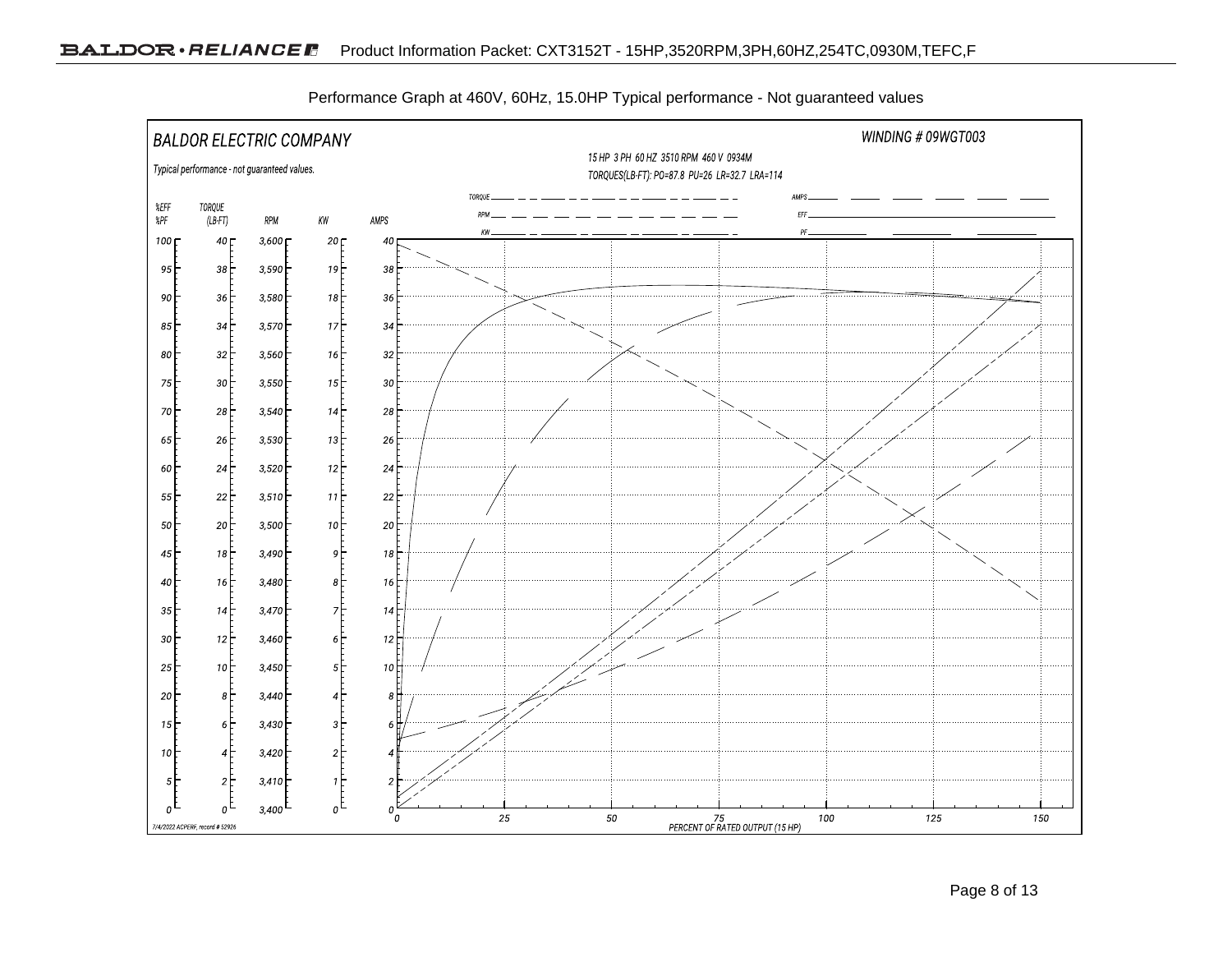Performance Graph at 460V, 60Hz, 15.0HP Typical performance - Not guaranteed values

BALDOR ELECTRIC COMPANY

WINDING # 09WGT003

Typical performance - not guaranteed values.

15 HP 3 PH 60 HZ 3510 RPM 460 V 0934M

TORQUES(LB-FT): PO=87.8 PU=26 LR=32.7 LRA=114

TORQUE, RPM, KW, AMPS, EFF, PF

| %EFF %PF | TORQUE (LB-FT) | RPM | KW | AMPS |
|---|---|---|---|---|
| 100 | 40 | 3,600 | 20 | 40 |
| 95 | 38 | 3,590 | 19 | 38 |
| 90 | 36 | 3,580 | 18 | 36 |
| 85 | 34 | 3,570 | 17 | 34 |
| 80 | 32 | 3,560 | 16 | 32 |
| 75 | 30 | 3,550 | 15 | 30 |
| 70 | 28 | 3,540 | 14 | 28 |
| 65 | 26 | 3,530 | 13 | 26 |
| 60 | 24 | 3,520 | 12 | 24 |
| 55 | 22 | 3,510 | 11 | 22 |
| 50 | 20 | 3,500 | 10 | 20 |
| 45 | 18 | 3,490 | 9 | 18 |
| 40 | 16 | 3,480 | 8 | 16 |
| 35 | 14 | 3,470 | 7 | 14 |
| 30 | 12 | 3,460 | 6 | 12 |
| 25 | 10 | 3,450 | 5 | 10 |
| 20 | 8 | 3,440 | 4 | 8 |
| 15 | 6 | 3,430 | 3 | 6 |
| 10 | 4 | 3,420 | 2 | 4 |
| 5 | 2 | 3,410 | 1 | 2 |
| 0 | 0 | 3,400 | 0 | 0 |

PERCENT OF RATED OUTPUT (15 HP): 0, 25, 50, 75, 100, 125, 150

7/4/2022 ACPERF, record # 52926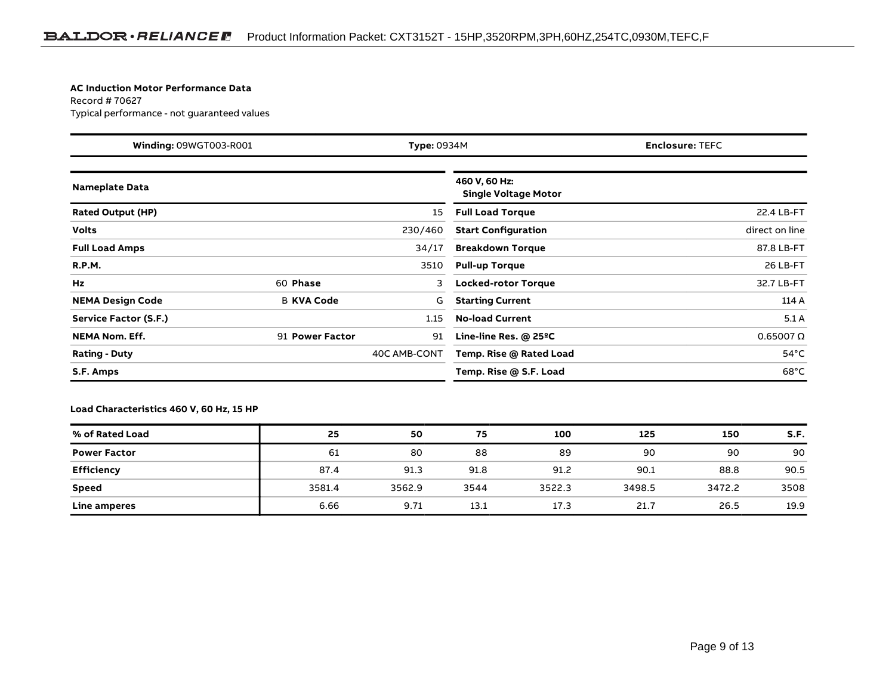**AC Induction Motor Performance Data**
Record # 70627
Typical performance - not guaranteed values

| **Winding:** 09WGT003-R001 | **Type:** 0934M | **Enclosure:** TEFC |
|---|---|---|

| **Nameplate Data** | | | | **460 V, 60 Hz: Single Voltage Motor** | |
|---|---|---|---|---|---|
| **Rated Output (HP)** | | | 15 | **Full Load Torque** | 22.4 LB-FT |
| **Volts** | | | 230/460 | **Start Configuration** | direct on line |
| **Full Load Amps** | | | 34/17 | **Breakdown Torque** | 87.8 LB-FT |
| **R.P.M.** | | | 3510 | **Pull-up Torque** | 26 LB-FT |
| **Hz** | 60 | **Phase** | 3 | **Locked-rotor Torque** | 32.7 LB-FT |
| **NEMA Design Code** | B | **KVA Code** | G | **Starting Current** | 114 A |
| **Service Factor (S.F.)** | | | 1.15 | **No-load Current** | 5.1 A |
| **NEMA Nom. Eff.** | 91 | **Power Factor** | 91 | **Line-line Res. @ 25ºC** | 0.65007 Ω |
| **Rating - Duty** | | | 40C AMB-CONT | **Temp. Rise @ Rated Load** | 54°C |
| **S.F. Amps** | | | | **Temp. Rise @ S.F. Load** | 68°C |

**Load Characteristics 460 V, 60 Hz, 15 HP**

| % of Rated Load | 25 | 50 | 75 | 100 | 125 | 150 | S.F. |
|---|---|---|---|---|---|---|---|
| **Power Factor** | 61 | 80 | 88 | 89 | 90 | 90 | 90 |
| **Efficiency** | 87.4 | 91.3 | 91.8 | 91.2 | 90.1 | 88.8 | 90.5 |
| **Speed** | 3581.4 | 3562.9 | 3544 | 3522.3 | 3498.5 | 3472.2 | 3508 |
| **Line amperes** | 6.66 | 9.71 | 13.1 | 17.3 | 21.7 | 26.5 | 19.9 |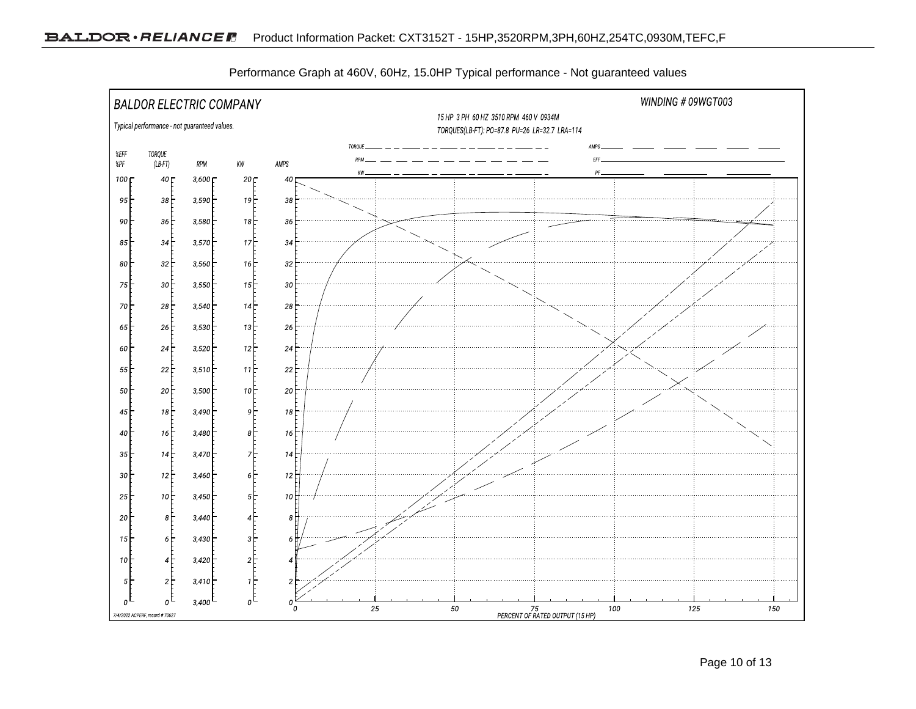Performance Graph at 460V, 60Hz, 15.0HP Typical performance - Not guaranteed values

BALDOR ELECTRIC COMPANY

WINDING # 09WGT003

Typical performance - not guaranteed values.

15 HP 3 PH 60 HZ 3510 RPM 460 V 0934M

TORQUES(LB-FT): PO=87.8 PU=26 LR=32.7 LRA=114

Legend: TORQUE, RPM, KW, AMPS, EFF, PF

| %EFF %PF | TORQUE (LB-FT) | RPM | KW | AMPS |
|---|---|---|---|---|
| 100 | 40 | 3,600 | 20 | 40 |
| 95 | 38 | 3,590 | 19 | 38 |
| 90 | 36 | 3,580 | 18 | 36 |
| 85 | 34 | 3,570 | 17 | 34 |
| 80 | 32 | 3,560 | 16 | 32 |
| 75 | 30 | 3,550 | 15 | 30 |
| 70 | 28 | 3,540 | 14 | 28 |
| 65 | 26 | 3,530 | 13 | 26 |
| 60 | 24 | 3,520 | 12 | 24 |
| 55 | 22 | 3,510 | 11 | 22 |
| 50 | 20 | 3,500 | 10 | 20 |
| 45 | 18 | 3,490 | 9 | 18 |
| 40 | 16 | 3,480 | 8 | 16 |
| 35 | 14 | 3,470 | 7 | 14 |
| 30 | 12 | 3,460 | 6 | 12 |
| 25 | 10 | 3,450 | 5 | 10 |
| 20 | 8 | 3,440 | 4 | 8 |
| 15 | 6 | 3,430 | 3 | 6 |
| 10 | 4 | 3,420 | 2 | 4 |
| 5 | 2 | 3,410 | 1 | 2 |
| 0 | 0 | 3,400 | 0 | 0 |

PERCENT OF RATED OUTPUT (15 HP): 0, 25, 50, 75, 100, 125, 150

7/4/2022 ACPERF, record # 70627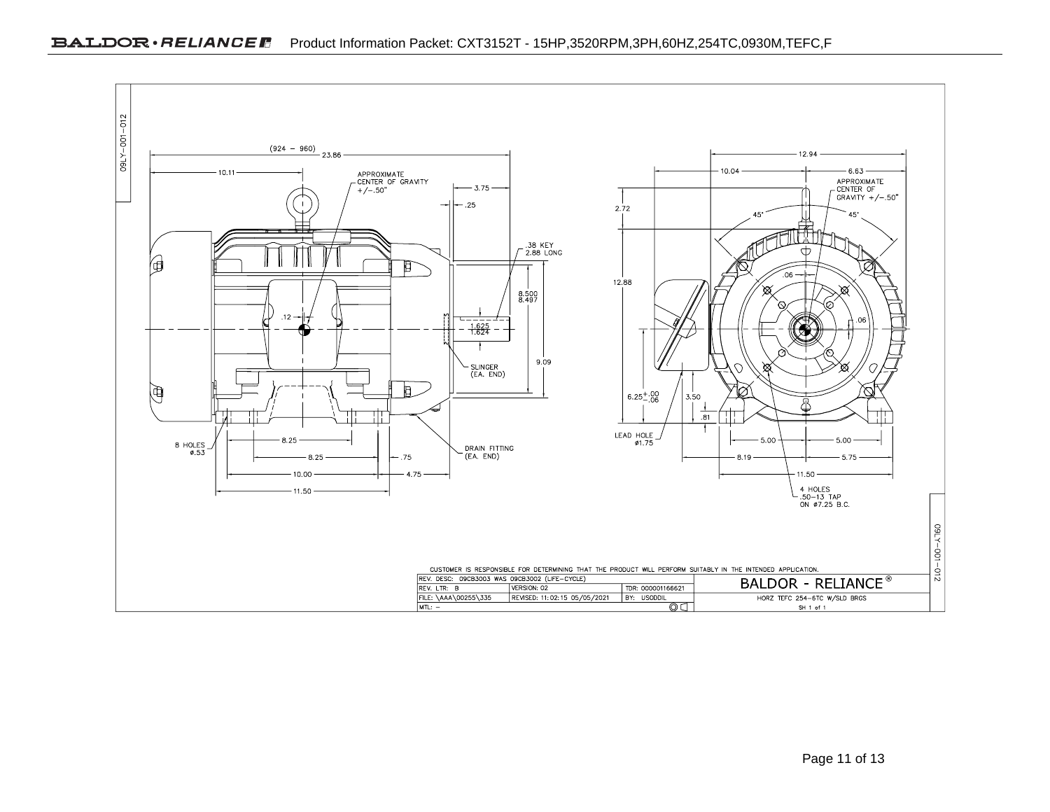09LY-001-012

(924 - 960)
23.86

10.11

APPROXIMATE CENTER OF GRAVITY +/-.50"

3.75

.25

.38 KEY 2.88 LONG

8.500
8.497

.12

1.625
1.624

9.09

SLINGER (EA. END)

8 HOLES ø.53

8.25

8.25

.75

DRAIN FITTING (EA. END)

10.00

4.75

11.50

12.94

10.04

6.63

APPROXIMATE CENTER OF GRAVITY +/-.50"

2.72

45°

45°

12.88

.06

.06

$6.25^{+.00}_{-.06}$

3.50

.81

LEAD HOLE ø1.75

5.00

5.00

8.19

5.75

11.50

4 HOLES .50-13 TAP ON ø7.25 B.C.

CUSTOMER IS RESPONSIBLE FOR DETERMINING THAT THE PRODUCT WILL PERFORM SUITABLY IN THE INTENDED APPLICATION.

| REV. DESC: 09CB3003 WAS 09CB3002 (LIFE-CYCLE) | | | BALDOR - RELIANCE® |
|---|---|---|---|
| REV. LTR: B | VERSION: 02 | TDR: 000001166621 | |
| FILE: \AAA\00255\335 | REVISED: 11:02:15 05/05/2021 | BY: USODDIL | HORZ TEFC 254-6TC W/SLD BRGS |
| MTL: - | | | SH 1 of 1 |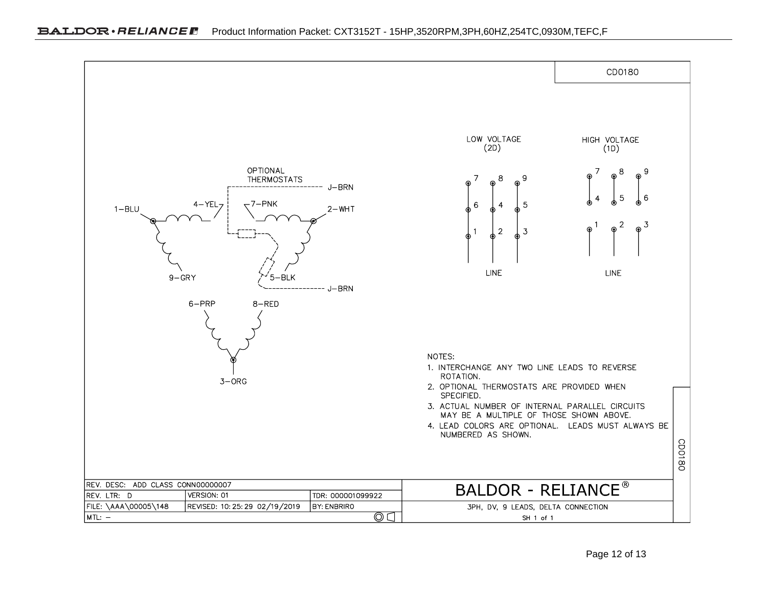CD0180

OPTIONAL THERMOSTATS

J–BRN

1–BLU  4–YEL  7–PNK  2–WHT

9–GRY  5–BLK

J–BRN

6–PRP  8–RED

3–ORG

LOW VOLTAGE (2D)

| 7 | 8 | 9 |
|---|---|---|
| 6 | 4 | 5 |
| 1 | 2 | 3 |

LINE

HIGH VOLTAGE (1D)

| 7 | 8 | 9 |
|---|---|---|
| 4 | 5 | 6 |
| 1 | 2 | 3 |

LINE

NOTES:

1. INTERCHANGE ANY TWO LINE LEADS TO REVERSE ROTATION.
2. OPTIONAL THERMOSTATS ARE PROVIDED WHEN SPECIFIED.
3. ACTUAL NUMBER OF INTERNAL PARALLEL CIRCUITS MAY BE A MULTIPLE OF THOSE SHOWN ABOVE.
4. LEAD COLORS ARE OPTIONAL. LEADS MUST ALWAYS BE NUMBERED AS SHOWN.

| REV. DESC: ADD CLASS CONN00000007 | | | BALDOR - RELIANCE® |
|---|---|---|---|
| REV. LTR: D | VERSION: 01 | TDR: 000001099922 | |
| FILE: \AAA\00005\148 | REVISED: 10:25:29 02/19/2019 | BY: ENBRIRO | 3PH, DV, 9 LEADS, DELTA CONNECTION |
| MTL: – | | | SH 1 of 1 |

CD0180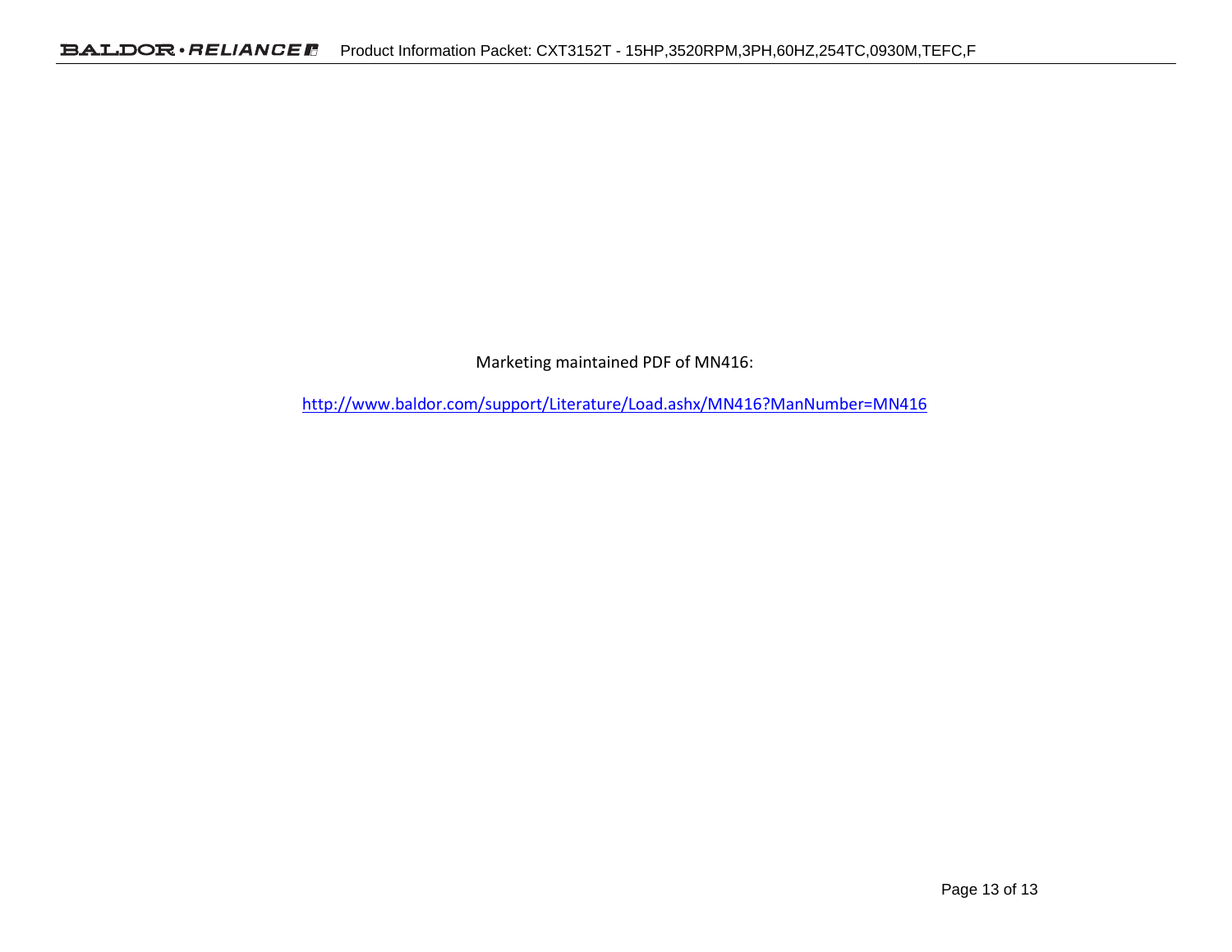Marketing maintained PDF of MN416:

http://www.baldor.com/support/Literature/Load.ashx/MN416?ManNumber=MN416